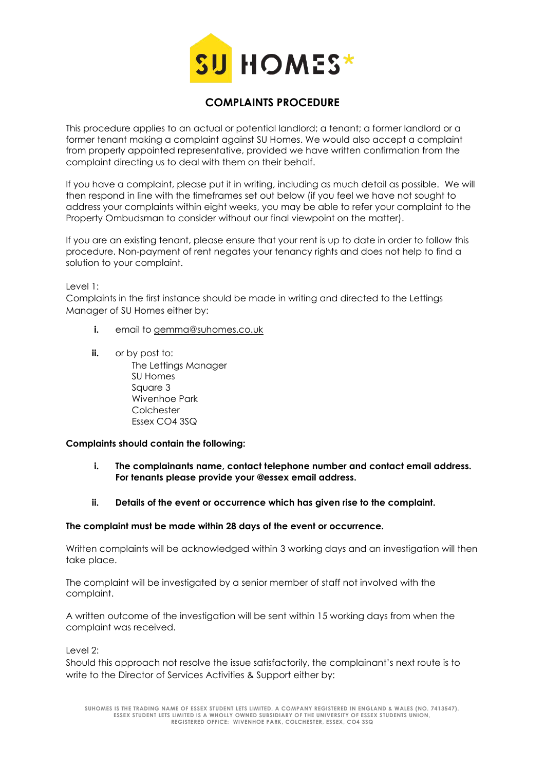# COMPLAINTS PROCEDURE

This procedure applies to an actual or potential landlord; a tenant; a former landlord or a former tenant making a complaint against SU Homes. We would also accept a complaint from properly appointed representative, provided we have written confirmation from the complaint directing us to deal with them on their behalf.

If you have a complaint, please put it in writing, including as much detail as possible. We will then respond in line with the timeframes set out below (if you feel we have not sought to address your complaints within eight weeks, you may be able to refer your complaint to the Property Ombudsman to consider without our final viewpoint on the matter).

If you are an existing tenant, please ensure that your rent is up to date in order to follow this procedure. Non-payment of rent negates your tenancy rights and does not help to find a solution to your complaint.

Level 1:
Complaints in the first instance should be made in writing and directed to the Lettings Manager of SU Homes either by:

- **i.** email to gemma@suhomes.co.uk
- **ii.** or by post to:
  The Lettings Manager
  SU Homes
  Square 3
  Wivenhoe Park
  Colchester
  Essex CO4 3SQ

**Complaints should contain the following:**

- **i. The complainants name, contact telephone number and contact email address. For tenants please provide your @essex email address.**
- **ii. Details of the event or occurrence which has given rise to the complaint.**

**The complaint must be made within 28 days of the event or occurrence.**

Written complaints will be acknowledged within 3 working days and an investigation will then take place.

The complaint will be investigated by a senior member of staff not involved with the complaint.

A written outcome of the investigation will be sent within 15 working days from when the complaint was received.

Level 2:
Should this approach not resolve the issue satisfactorily, the complainant's next route is to write to the Director of Services Activities & Support either by: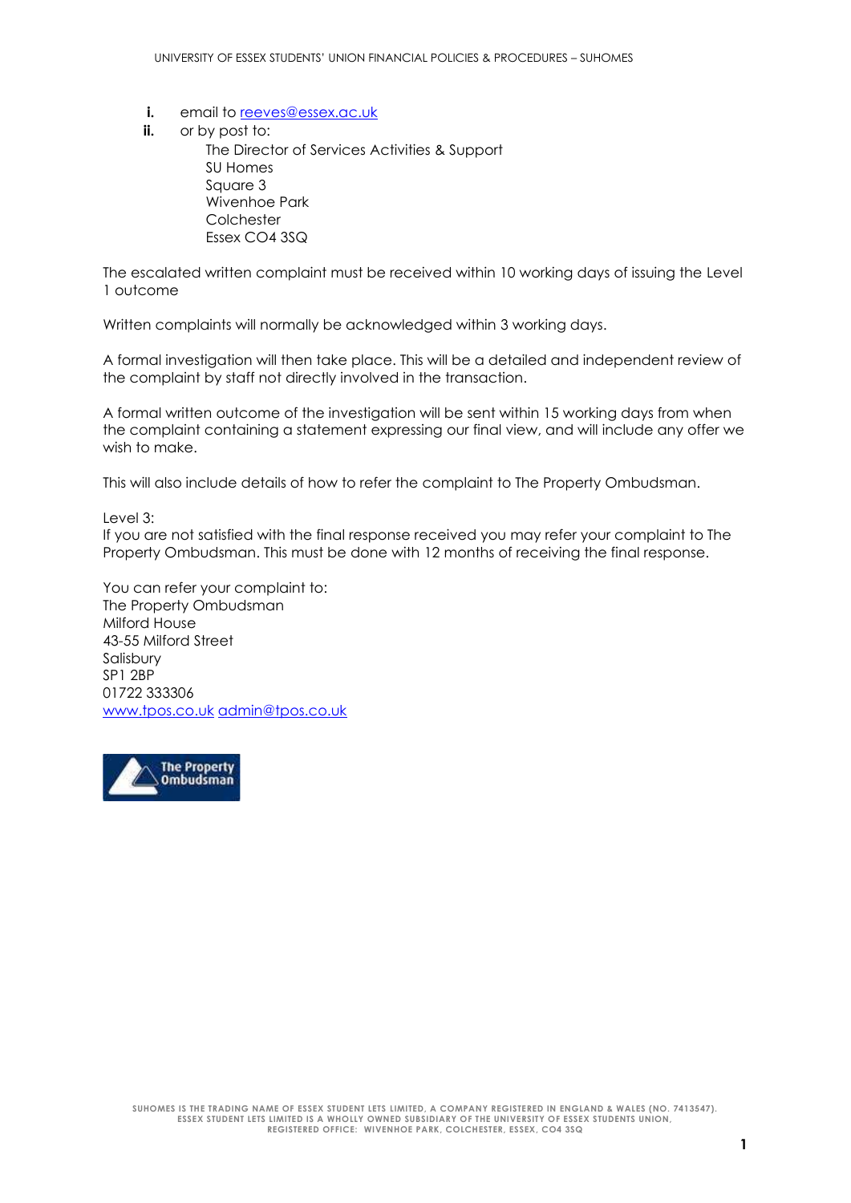i. email to reeves@essex.ac.uk
ii. or by post to:
    The Director of Services Activities & Support
    SU Homes
    Square 3
    Wivenhoe Park
    Colchester
    Essex CO4 3SQ

The escalated written complaint must be received within 10 working days of issuing the Level 1 outcome

Written complaints will normally be acknowledged within 3 working days.

A formal investigation will then take place. This will be a detailed and independent review of the complaint by staff not directly involved in the transaction.

A formal written outcome of the investigation will be sent within 15 working days from when the complaint containing a statement expressing our final view, and will include any offer we wish to make.

This will also include details of how to refer the complaint to The Property Ombudsman.

Level 3:
If you are not satisfied with the final response received you may refer your complaint to The Property Ombudsman. This must be done with 12 months of receiving the final response.

You can refer your complaint to:
The Property Ombudsman
Milford House
43-55 Milford Street
Salisbury
SP1 2BP
01722 333306
www.tpos.co.uk admin@tpos.co.uk

The Property Ombudsman